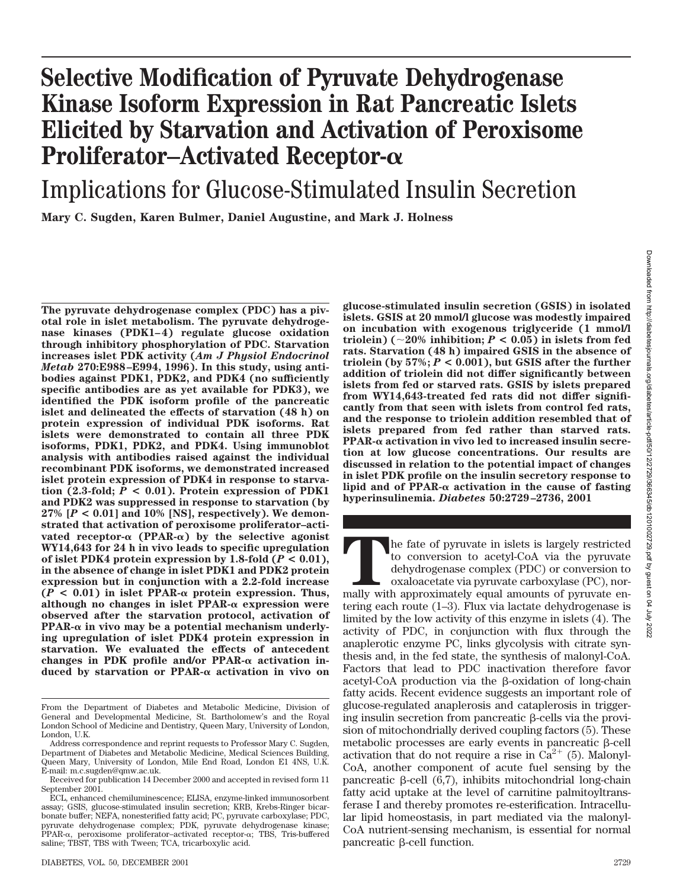# Selective Modification of Pyruvate Dehydrogenase Kinase Isoform Expression in Rat Pancreatic Islets Elicited by Starvation and Activation of Peroxisome Proliferator–Activated Receptor-α

## Implications for Glucose-Stimulated Insulin Secretion

**Mary C. Sugden, Karen Bulmer, Daniel Augustine, and Mark J. Holness**

**The pyruvate dehydrogenase complex (PDC) has a pivotal role in islet metabolism. The pyruvate dehydrogenase kinases (PDK1–4) regulate glucose oxidation through inhibitory phosphorylation of PDC. Starvation increases islet PDK activity (*Am J Physiol Endocrinol Metab* 270:E988–E994, 1996). In this study, using antibodies against PDK1, PDK2, and PDK4 (no sufficiently specific antibodies are as yet available for PDK3), we identified the PDK isoform profile of the pancreatic islet and delineated the effects of starvation (48 h) on protein expression of individual PDK isoforms. Rat islets were demonstrated to contain all three PDK isoforms, PDK1, PDK2, and PDK4. Using immunoblot analysis with antibodies raised against the individual recombinant PDK isoforms, we demonstrated increased islet protein expression of PDK4 in response to starvation (2.3-fold; $P < 0.01$). Protein expression of PDK1 and PDK2 was suppressed in response to starvation (by 27% [$P < 0.01$] and 10% [NS], respectively). We demonstrated that activation of peroxisome proliferator–activated receptor-α (PPAR-α) by the selective agonist WY14,643 for 24 h in vivo leads to specific upregulation of islet PDK4 protein expression by 1.8-fold ($P < 0.01$), in the absence of change in islet PDK1 and PDK2 protein expression but in conjunction with a 2.2-fold increase ($P < 0.01$) in islet PPAR-α protein expression. Thus, although no changes in islet PPAR-α expression were observed after the starvation protocol, activation of PPAR-α in vivo may be a potential mechanism underlying upregulation of islet PDK4 protein expression in starvation. We evaluated the effects of antecedent changes in PDK profile and/or PPAR-α activation induced by starvation or PPAR-α activation in vivo on glucose-stimulated insulin secretion (GSIS) in isolated islets. GSIS at 20 mmol/l glucose was modestly impaired on incubation with exogenous triglyceride (1 mmol/l triolein) (~20% inhibition; $P < 0.05$) in islets from fed rats. Starvation (48 h) impaired GSIS in the absence of triolein (by 57%; $P < 0.001$), but GSIS after the further addition of triolein did not differ significantly between islets from fed or starved rats. GSIS by islets prepared from WY14,643-treated fed rats did not differ significantly from that seen with islets from control fed rats, and the response to triolein addition resembled that of islets prepared from fed rather than starved rats. PPAR-α activation in vivo led to increased insulin secretion at low glucose concentrations. Our results are discussed in relation to the potential impact of changes in islet PDK profile on the insulin secretory response to lipid and of PPAR-α activation in the cause of fasting hyperinsulinemia. *Diabetes* 50:2729–2736, 2001**

The fate of pyruvate in islets is largely restricted to conversion to acetyl-CoA via the pyruvate dehydrogenase complex (PDC) or conversion to oxaloacetate via pyruvate carboxylase (PC), normally with approximately equal amounts of pyruvate entering each route (1–3). Flux via lactate dehydrogenase is limited by the low activity of this enzyme in islets (4). The activity of PDC, in conjunction with flux through the anaplerotic enzyme PC, links glycolysis with citrate synthesis and, in the fed state, the synthesis of malonyl-CoA. Factors that lead to PDC inactivation therefore favor acetyl-CoA production via the β-oxidation of long-chain fatty acids. Recent evidence suggests an important role of glucose-regulated anaplerosis and cataplerosis in triggering insulin secretion from pancreatic β-cells via the provision of mitochondrially derived coupling factors (5). These metabolic processes are early events in pancreatic β-cell activation that do not require a rise in $Ca^{2+}$ (5). Malonyl-CoA, another component of acute fuel sensing by the pancreatic β-cell (6,7), inhibits mitochondrial long-chain fatty acid uptake at the level of carnitine palmitoyltransferase I and thereby promotes re-esterification. Intracellular lipid homeostasis, in part mediated via the malonyl-CoA nutrient-sensing mechanism, is essential for normal pancreatic β-cell function.

From the Department of Diabetes and Metabolic Medicine, Division of General and Developmental Medicine, St. Bartholomew's and the Royal London School of Medicine and Dentistry, Queen Mary, University of London, London, U.K.

Address correspondence and reprint requests to Professor Mary C. Sugden, Department of Diabetes and Metabolic Medicine, Medical Sciences Building, Queen Mary, University of London, Mile End Road, London E1 4NS, U.K. E-mail: m.c.sugden@qmw.ac.uk.

Received for publication 14 December 2000 and accepted in revised form 11 September 2001.

ECL, enhanced chemiluminescence; ELISA, enzyme-linked immunosorbent assay; GSIS, glucose-stimulated insulin secretion; KRB, Krebs-Ringer bicarbonate buffer; NEFA, nonesterified fatty acid; PC, pyruvate carboxylase; PDC, pyruvate dehydrogenase complex; PDK, pyruvate dehydrogenase kinase; PPAR-α, peroxisome proliferator–activated receptor-α; TBS, Tris-buffered saline; TBST, TBS with Tween; TCA, tricarboxylic acid.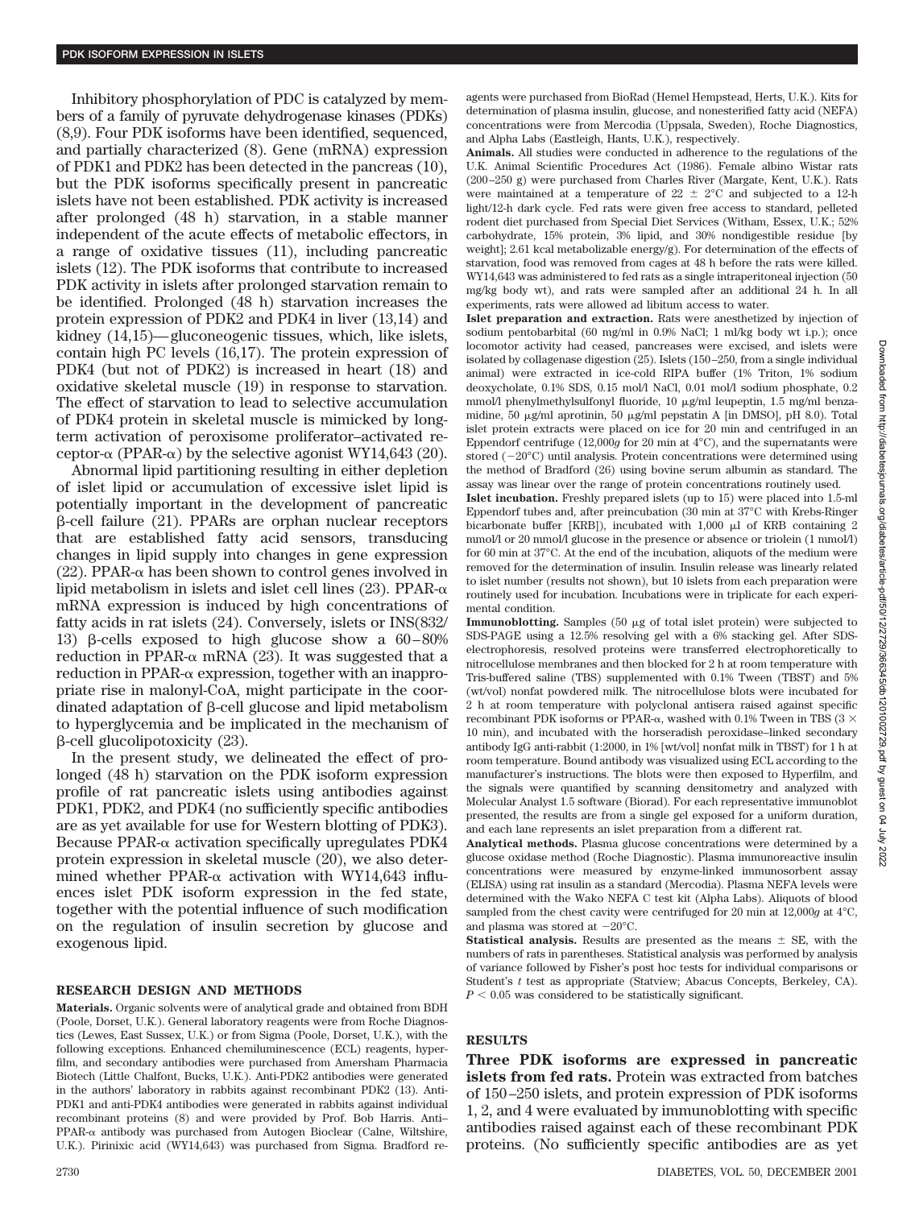Inhibitory phosphorylation of PDC is catalyzed by members of a family of pyruvate dehydrogenase kinases (PDKs) (8,9). Four PDK isoforms have been identified, sequenced, and partially characterized (8). Gene (mRNA) expression of PDK1 and PDK2 has been detected in the pancreas (10), but the PDK isoforms specifically present in pancreatic islets have not been established. PDK activity is increased after prolonged (48 h) starvation, in a stable manner independent of the acute effects of metabolic effectors, in a range of oxidative tissues (11), including pancreatic islets (12). The PDK isoforms that contribute to increased PDK activity in islets after prolonged starvation remain to be identified. Prolonged (48 h) starvation increases the protein expression of PDK2 and PDK4 in liver (13,14) and kidney (14,15)—gluconeogenic tissues, which, like islets, contain high PC levels (16,17). The protein expression of PDK4 (but not of PDK2) is increased in heart (18) and oxidative skeletal muscle (19) in response to starvation. The effect of starvation to lead to selective accumulation of PDK4 protein in skeletal muscle is mimicked by long-term activation of peroxisome proliferator–activated receptor-α (PPAR-α) by the selective agonist WY14,643 (20).

Abnormal lipid partitioning resulting in either depletion of islet lipid or accumulation of excessive islet lipid is potentially important in the development of pancreatic β-cell failure (21). PPARs are orphan nuclear receptors that are established fatty acid sensors, transducing changes in lipid supply into changes in gene expression (22). PPAR-α has been shown to control genes involved in lipid metabolism in islets and islet cell lines (23). PPAR-α mRNA expression is induced by high concentrations of fatty acids in rat islets (24). Conversely, islets or INS(832/13) β-cells exposed to high glucose show a 60–80% reduction in PPAR-α mRNA (23). It was suggested that a reduction in PPAR-α expression, together with an inappropriate rise in malonyl-CoA, might participate in the coordinated adaptation of β-cell glucose and lipid metabolism to hyperglycemia and be implicated in the mechanism of β-cell glucolipotoxicity (23).

In the present study, we delineated the effect of prolonged (48 h) starvation on the PDK isoform expression profile of rat pancreatic islets using antibodies against PDK1, PDK2, and PDK4 (no sufficiently specific antibodies are as yet available for use for Western blotting of PDK3). Because PPAR-α activation specifically upregulates PDK4 protein expression in skeletal muscle (20), we also determined whether PPAR-α activation with WY14,643 influences islet PDK isoform expression in the fed state, together with the potential influence of such modification on the regulation of insulin secretion by glucose and exogenous lipid.

## RESEARCH DESIGN AND METHODS

**Materials.** Organic solvents were of analytical grade and obtained from BDH (Poole, Dorset, U.K.). General laboratory reagents were from Roche Diagnostics (Lewes, East Sussex, U.K.) or from Sigma (Poole, Dorset, U.K.), with the following exceptions. Enhanced chemiluminescence (ECL) reagents, hyperfilm, and secondary antibodies were purchased from Amersham Pharmacia Biotech (Little Chalfont, Bucks, U.K.). Anti-PDK2 antibodies were generated in the authors' laboratory in rabbits against recombinant PDK2 (13). Anti-PDK1 and anti-PDK4 antibodies were generated in rabbits against individual recombinant proteins (8) and were provided by Prof. Bob Harris. Anti–PPAR-α antibody was purchased from Autogen Bioclear (Calne, Wiltshire, U.K.). Pirinixic acid (WY14,643) was purchased from Sigma. Bradford reagents were purchased from BioRad (Hemel Hempstead, Herts, U.K.). Kits for determination of plasma insulin, glucose, and nonesterified fatty acid (NEFA) concentrations were from Mercodia (Uppsala, Sweden), Roche Diagnostics, and Alpha Labs (Eastleigh, Hants, U.K.), respectively.

**Animals.** All studies were conducted in adherence to the regulations of the U.K. Animal Scientific Procedures Act (1986). Female albino Wistar rats (200–250 g) were purchased from Charles River (Margate, Kent, U.K.). Rats were maintained at a temperature of 22 ± 2°C and subjected to a 12-h light/12-h dark cycle. Fed rats were given free access to standard, pelleted rodent diet purchased from Special Diet Services (Witham, Essex, U.K.; 52% carbohydrate, 15% protein, 3% lipid, and 30% nondigestible residue [by weight]; 2.61 kcal metabolizable energy/g). For determination of the effects of starvation, food was removed from cages at 48 h before the rats were killed. WY14,643 was administered to fed rats as a single intraperitoneal injection (50 mg/kg body wt), and rats were sampled after an additional 24 h. In all experiments, rats were allowed ad libitum access to water.

**Islet preparation and extraction.** Rats were anesthetized by injection of sodium pentobarbital (60 mg/ml in 0.9% NaCl; 1 ml/kg body wt i.p.); once locomotor activity had ceased, pancreases were excised, and islets were isolated by collagenase digestion (25). Islets (150–250, from a single individual animal) were extracted in ice-cold RIPA buffer (1% Triton, 1% sodium deoxycholate, 0.1% SDS, 0.15 mol/l NaCl, 0.01 mol/l sodium phosphate, 0.2 mmol/l phenylmethylsulfonyl fluoride, 10 μg/ml leupeptin, 1.5 mg/ml benzamidine, 50 μg/ml aprotinin, 50 μg/ml pepstatin A [in DMSO], pH 8.0). Total islet protein extracts were placed on ice for 20 min and centrifuged in an Eppendorf centrifuge (12,000g for 20 min at 4°C), and the supernatants were stored (−20°C) until analysis. Protein concentrations were determined using the method of Bradford (26) using bovine serum albumin as standard. The assay was linear over the range of protein concentrations routinely used.

**Islet incubation.** Freshly prepared islets (up to 15) were placed into 1.5-ml Eppendorf tubes and, after preincubation (30 min at 37°C with Krebs-Ringer bicarbonate buffer [KRB]), incubated with 1,000 μl of KRB containing 2 mmol/l or 20 mmol/l glucose in the presence or absence or triolein (1 mmol/l) for 60 min at 37°C. At the end of the incubation, aliquots of the medium were removed for the determination of insulin. Insulin release was linearly related to islet number (results not shown), but 10 islets from each preparation were routinely used for incubation. Incubations were in triplicate for each experimental condition.

**Immunoblotting.** Samples (50 μg of total islet protein) were subjected to SDS-PAGE using a 12.5% resolving gel with a 6% stacking gel. After SDS-electrophoresis, resolved proteins were transferred electrophoretically to nitrocellulose membranes and then blocked for 2 h at room temperature with Tris-buffered saline (TBS) supplemented with 0.1% Tween (TBST) and 5% (wt/vol) nonfat powdered milk. The nitrocellulose blots were incubated for 2 h at room temperature with polyclonal antisera raised against specific recombinant PDK isoforms or PPAR-α, washed with 0.1% Tween in TBS (3 × 10 min), and incubated with the horseradish peroxidase–linked secondary antibody IgG anti-rabbit (1:2000, in 1% [wt/vol] nonfat milk in TBST) for 1 h at room temperature. Bound antibody was visualized using ECL according to the manufacturer's instructions. The blots were then exposed to Hyperfilm, and the signals were quantified by scanning densitometry and analyzed with Molecular Analyst 1.5 software (Biorad). For each representative immunoblot presented, the results are from a single gel exposed for a uniform duration, and each lane represents an islet preparation from a different rat.

**Analytical methods.** Plasma glucose concentrations were determined by a glucose oxidase method (Roche Diagnostic). Plasma immunoreactive insulin concentrations were measured by enzyme-linked immunosorbent assay (ELISA) using rat insulin as a standard (Mercodia). Plasma NEFA levels were determined with the Wako NEFA C test kit (Alpha Labs). Aliquots of blood sampled from the chest cavity were centrifuged for 20 min at 12,000g at 4°C, and plasma was stored at −20°C.

**Statistical analysis.** Results are presented as the means ± SE, with the numbers of rats in parentheses. Statistical analysis was performed by analysis of variance followed by Fisher's post hoc tests for individual comparisons or Student's t test as appropriate (Statview; Abacus Concepts, Berkeley, CA). $P < 0.05$ was considered to be statistically significant.

## RESULTS

**Three PDK isoforms are expressed in pancreatic islets from fed rats.** Protein was extracted from batches of 150–250 islets, and protein expression of PDK isoforms 1, 2, and 4 were evaluated by immunoblotting with specific antibodies raised against each of these recombinant PDK proteins. (No sufficiently specific antibodies are as yet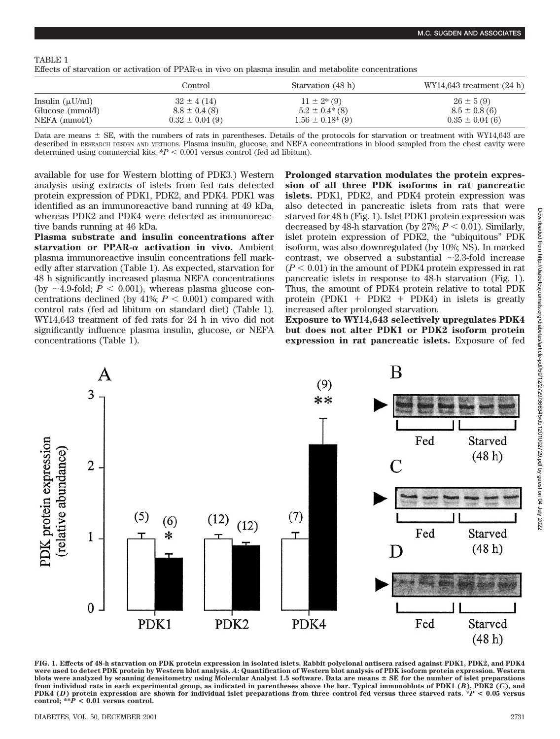TABLE 1
Effects of starvation or activation of PPAR-α in vivo on plasma insulin and metabolite concentrations

| | Control | Starvation (48 h) | WY14,643 treatment (24 h) |
|---|---|---|---|
| Insulin (μU/ml) | 32 ± 4 (14) | 11 ± 2* (9) | 26 ± 5 (9) |
| Glucose (mmol/l) | 8.8 ± 0.4 (8) | 5.2 ± 0.4* (8) | 8.5 ± 0.8 (6) |
| NEFA (mmol/l) | 0.32 ± 0.04 (9) | 1.56 ± 0.18* (9) | 0.35 ± 0.04 (6) |

Data are means ± SE, with the numbers of rats in parentheses. Details of the protocols for starvation or treatment with WY14,643 are described in RESEARCH DESIGN AND METHODS. Plasma insulin, glucose, and NEFA concentrations in blood sampled from the chest cavity were determined using commercial kits. *$P < 0.001$ versus control (fed ad libitum).

available for use for Western blotting of PDK3.) Western analysis using extracts of islets from fed rats detected protein expression of PDK1, PDK2, and PDK4. PDK1 was identified as an immunoreactive band running at 49 kDa, whereas PDK2 and PDK4 were detected as immunoreactive bands running at 46 kDa.

**Plasma substrate and insulin concentrations after starvation or PPAR-α activation in vivo.** Ambient plasma immunoreactive insulin concentrations fell markedly after starvation (Table 1). As expected, starvation for 48 h significantly increased plasma NEFA concentrations (by ~4.9-fold; $P < 0.001$), whereas plasma glucose concentrations declined (by 41%; $P < 0.001$) compared with control rats (fed ad libitum on standard diet) (Table 1). WY14,643 treatment of fed rats for 24 h in vivo did not significantly influence plasma insulin, glucose, or NEFA concentrations (Table 1).

**Prolonged starvation modulates the protein expression of all three PDK isoforms in rat pancreatic islets.** PDK1, PDK2, and PDK4 protein expression was also detected in pancreatic islets from rats that were starved for 48 h (Fig. 1). Islet PDK1 protein expression was decreased by 48-h starvation (by 27%; $P < 0.01$). Similarly, islet protein expression of PDK2, the "ubiquitous" PDK isoform, was also downregulated (by 10%; NS). In marked contrast, we observed a substantial ~2.3-fold increase ($P < 0.01$) in the amount of PDK4 protein expressed in rat pancreatic islets in response to 48-h starvation (Fig. 1). Thus, the amount of PDK4 protein relative to total PDK protein (PDK1 + PDK2 + PDK4) in islets is greatly increased after prolonged starvation.

**Exposure to WY14,643 selectively upregulates PDK4 but does not alter PDK1 or PDK2 isoform protein expression in rat pancreatic islets.** Exposure of fed

**FIG. 1. Effects of 48-h starvation on PDK protein expression in isolated islets. Rabbit polyclonal antisera raised against PDK1, PDK2, and PDK4 were used to detect PDK protein by Western blot analysis. *A*: Quantification of Western blot analysis of PDK isoform protein expression. Western blots were analyzed by scanning densitometry using Molecular Analyst 1.5 software. Data are means ± SE for the number of islet preparations from individual rats in each experimental group, as indicated in parentheses above the bar. Typical immunoblots of PDK1 (*B*), PDK2 (*C*), and PDK4 (*D*) protein expression are shown for individual islet preparations from three control fed versus three starved rats. *$P < 0.05$ versus control; **$P < 0.01$ versus control.**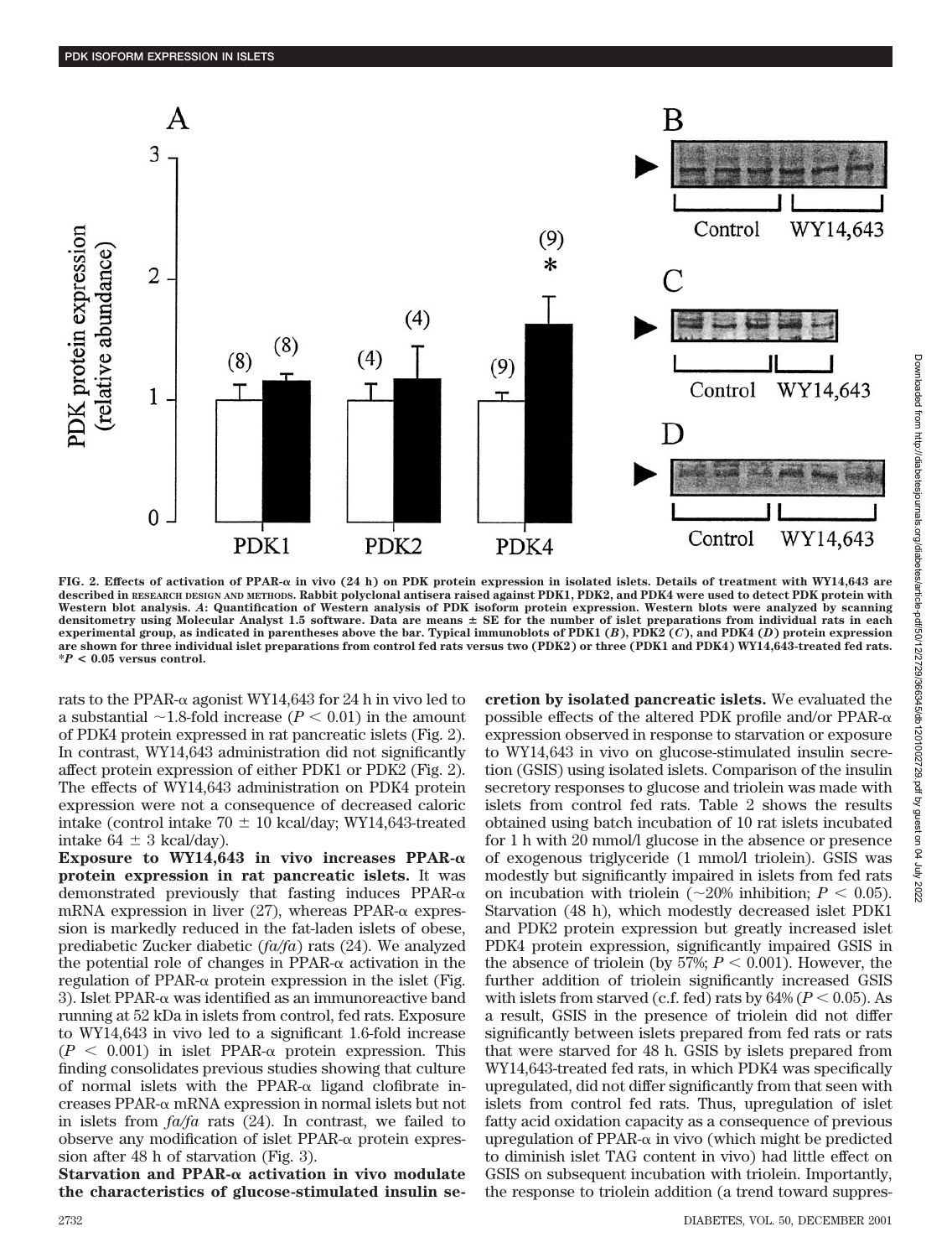**FIG. 2. Effects of activation of PPAR-α in vivo (24 h) on PDK protein expression in isolated islets. Details of treatment with WY14,643 are described in RESEARCH DESIGN AND METHODS. Rabbit polyclonal antisera raised against PDK1, PDK2, and PDK4 were used to detect PDK protein with Western blot analysis. *A*: Quantification of Western analysis of PDK isoform protein expression. Western blots were analyzed by scanning densitometry using Molecular Analyst 1.5 software. Data are means ± SE for the number of islet preparations from individual rats in each experimental group, as indicated in parentheses above the bar. Typical immunoblots of PDK1 (*B*), PDK2 (*C*), and PDK4 (*D*) protein expression are shown for three individual islet preparations from control fed rats versus two (PDK2) or three (PDK1 and PDK4) WY14,643-treated fed rats. \*$P < 0.05$ versus control.**

rats to the PPAR-α agonist WY14,643 for 24 h in vivo led to a substantial ~1.8-fold increase ($P < 0.01$) in the amount of PDK4 protein expressed in rat pancreatic islets (Fig. 2). In contrast, WY14,643 administration did not significantly affect protein expression of either PDK1 or PDK2 (Fig. 2). The effects of WY14,643 administration on PDK4 protein expression were not a consequence of decreased caloric intake (control intake 70 ± 10 kcal/day; WY14,643-treated intake 64 ± 3 kcal/day).

**Exposure to WY14,643 in vivo increases PPAR-α protein expression in rat pancreatic islets.** It was demonstrated previously that fasting induces PPAR-α mRNA expression in liver (27), whereas PPAR-α expression is markedly reduced in the fat-laden islets of obese, prediabetic Zucker diabetic (*fa/fa*) rats (24). We analyzed the potential role of changes in PPAR-α activation in the regulation of PPAR-α protein expression in the islet (Fig. 3). Islet PPAR-α was identified as an immunoreactive band running at 52 kDa in islets from control, fed rats. Exposure to WY14,643 in vivo led to a significant 1.6-fold increase ($P < 0.001$) in islet PPAR-α protein expression. This finding consolidates previous studies showing that culture of normal islets with the PPAR-α ligand clofibrate increases PPAR-α mRNA expression in normal islets but not in islets from *fa/fa* rats (24). In contrast, we failed to observe any modification of islet PPAR-α protein expression after 48 h of starvation (Fig. 3).

**Starvation and PPAR-α activation in vivo modulate the characteristics of glucose-stimulated insulin secretion by isolated pancreatic islets.** We evaluated the possible effects of the altered PDK profile and/or PPAR-α expression observed in response to starvation or exposure to WY14,643 in vivo on glucose-stimulated insulin secretion (GSIS) using isolated islets. Comparison of the insulin secretory responses to glucose and triolein was made with islets from control fed rats. Table 2 shows the results obtained using batch incubation of 10 rat islets incubated for 1 h with 20 mmol/l glucose in the absence or presence of exogenous triglyceride (1 mmol/l triolein). GSIS was modestly but significantly impaired in islets from fed rats on incubation with triolein (~20% inhibition; $P < 0.05$). Starvation (48 h), which modestly decreased islet PDK1 and PDK2 protein expression but greatly increased islet PDK4 protein expression, significantly impaired GSIS in the absence of triolein (by 57%; $P < 0.001$). However, the further addition of triolein significantly increased GSIS with islets from starved (c.f. fed) rats by 64% ($P < 0.05$). As a result, GSIS in the presence of triolein did not differ significantly between islets prepared from fed rats or rats that were starved for 48 h. GSIS by islets prepared from WY14,643-treated fed rats, in which PDK4 was specifically upregulated, did not differ significantly from that seen with islets from control fed rats. Thus, upregulation of islet fatty acid oxidation capacity as a consequence of previous upregulation of PPAR-α in vivo (which might be predicted to diminish islet TAG content in vivo) had little effect on GSIS on subsequent incubation with triolein. Importantly, the response to triolein addition (a trend toward suppres-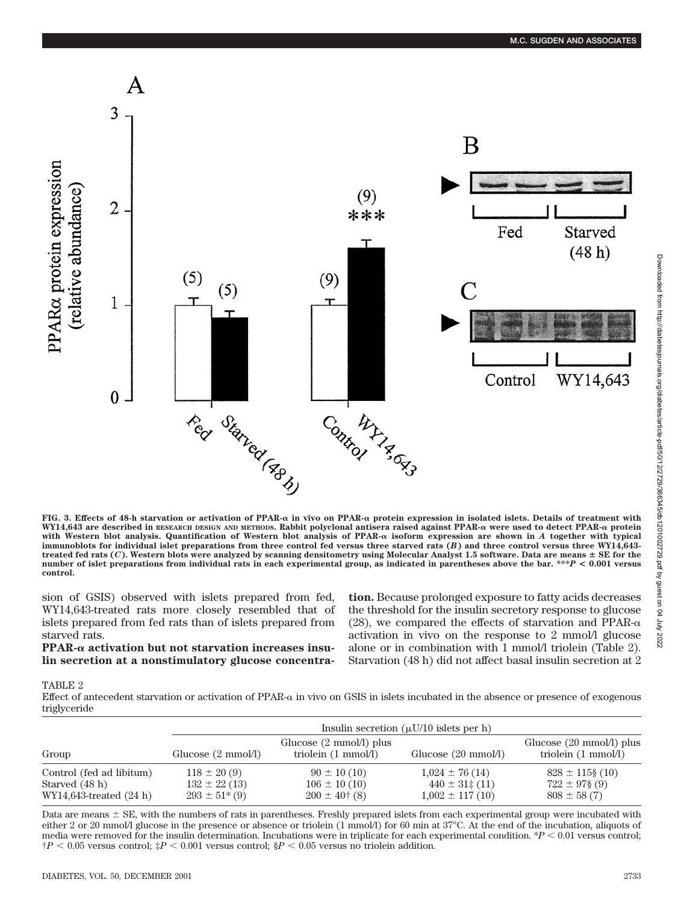FIG. 3. **Effects of 48-h starvation or activation of PPAR-α in vivo on PPAR-α protein expression in isolated islets. Details of treatment with WY14,643 are described in RESEARCH DESIGN AND METHODS. Rabbit polyclonal antisera raised against PPAR-α were used to detect PPAR-α protein with Western blot analysis. Quantification of Western blot analysis of PPAR-α isoform expression are shown in *A* together with typical immunoblots for individual islet preparations from three control fed versus three starved rats (*B*) and three control versus three WY14,643-treated fed rats (*C*). Western blots were analyzed by scanning densitometry using Molecular Analyst 1.5 software. Data are means ± SE for the number of islet preparations from individual rats in each experimental group, as indicated in parentheses above the bar. \*\*\*$P$ < 0.001 versus control.**

sion of GSIS) observed with islets prepared from fed, WY14,643-treated rats more closely resembled that of islets prepared from fed rats than of islets prepared from starved rats.

**PPAR-α activation but not starvation increases insulin secretion at a nonstimulatory glucose concentration.** Because prolonged exposure to fatty acids decreases the threshold for the insulin secretory response to glucose (28), we compared the effects of starvation and PPAR-α activation in vivo on the response to 2 mmol/l glucose alone or in combination with 1 mmol/l triolein (Table 2). Starvation (48 h) did not affect basal insulin secretion at 2

TABLE 2

Effect of antecedent starvation or activation of PPAR-α in vivo on GSIS in islets incubated in the absence or presence of exogenous triglyceride

| Group | Insulin secretion (μU/10 islets per h) | | | |
|---|---|---|---|---|
| | Glucose (2 mmol/l) | Glucose (2 mmol/l) plus triolein (1 mmol/l) | Glucose (20 mmol/l) | Glucose (20 mmol/l) plus triolein (1 mmol/l) |
| Control (fed ad libitum) | 118 ± 20 (9) | 90 ± 10 (10) | 1,024 ± 76 (14) | 828 ± 115§ (10) |
| Starved (48 h) | 132 ± 22 (13) | 106 ± 10 (10) | 440 ± 31‡ (11) | 722 ± 97§ (9) |
| WY14,643-treated (24 h) | 293 ± 51* (9) | 200 ± 40† (8) | 1,002 ± 117 (10) | 808 ± 58 (7) |

Data are means ± SE, with the numbers of rats in parentheses. Freshly prepared islets from each experimental group were incubated with either 2 or 20 mmol/l glucose in the presence or absence or triolein (1 mmol/l) for 60 min at 37°C. At the end of the incubation, aliquots of media were removed for the insulin determination. Incubations were in triplicate for each experimental condition. *$P$ < 0.01 versus control; †$P$ < 0.05 versus control; ‡$P$ < 0.001 versus control; §$P$ < 0.05 versus no triolein addition.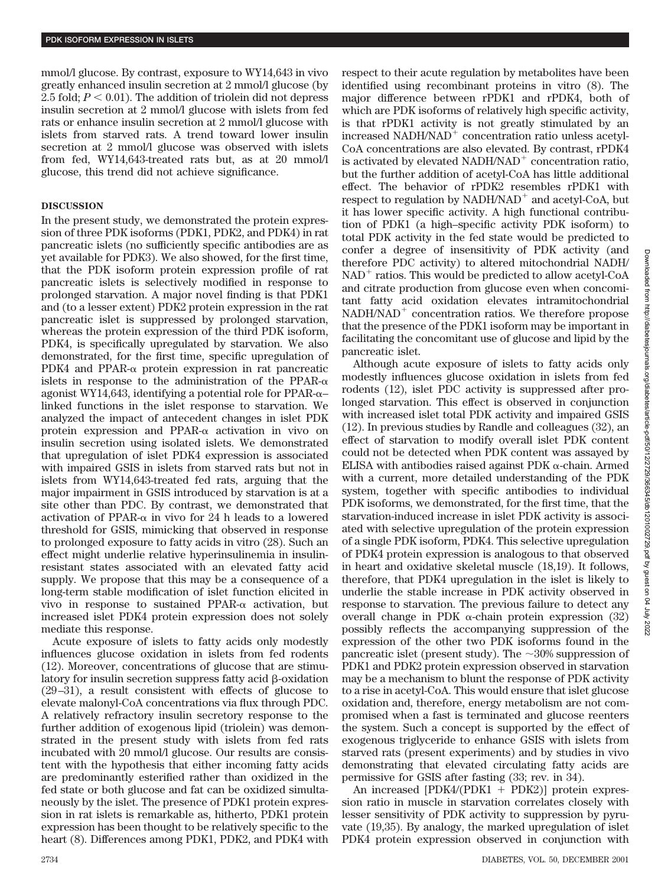mmol/l glucose. By contrast, exposure to WY14,643 in vivo greatly enhanced insulin secretion at 2 mmol/l glucose (by 2.5 fold; $P < 0.01$). The addition of triolein did not depress insulin secretion at 2 mmol/l glucose with islets from fed rats or enhance insulin secretion at 2 mmol/l glucose with islets from starved rats. A trend toward lower insulin secretion at 2 mmol/l glucose was observed with islets from fed, WY14,643-treated rats but, as at 20 mmol/l glucose, this trend did not achieve significance.

## DISCUSSION

In the present study, we demonstrated the protein expression of three PDK isoforms (PDK1, PDK2, and PDK4) in rat pancreatic islets (no sufficiently specific antibodies are as yet available for PDK3). We also showed, for the first time, that the PDK isoform protein expression profile of rat pancreatic islets is selectively modified in response to prolonged starvation. A major novel finding is that PDK1 and (to a lesser extent) PDK2 protein expression in the rat pancreatic islet is suppressed by prolonged starvation, whereas the protein expression of the third PDK isoform, PDK4, is specifically upregulated by starvation. We also demonstrated, for the first time, specific upregulation of PDK4 and PPAR-α protein expression in rat pancreatic islets in response to the administration of the PPAR-α agonist WY14,643, identifying a potential role for PPAR-α–linked functions in the islet response to starvation. We analyzed the impact of antecedent changes in islet PDK protein expression and PPAR-α activation in vivo on insulin secretion using isolated islets. We demonstrated that upregulation of islet PDK4 expression is associated with impaired GSIS in islets from starved rats but not in islets from WY14,643-treated fed rats, arguing that the major impairment in GSIS introduced by starvation is at a site other than PDC. By contrast, we demonstrated that activation of PPAR-α in vivo for 24 h leads to a lowered threshold for GSIS, mimicking that observed in response to prolonged exposure to fatty acids in vitro (28). Such an effect might underlie relative hyperinsulinemia in insulin-resistant states associated with an elevated fatty acid supply. We propose that this may be a consequence of a long-term stable modification of islet function elicited in vivo in response to sustained PPAR-α activation, but increased islet PDK4 protein expression does not solely mediate this response.

Acute exposure of islets to fatty acids only modestly influences glucose oxidation in islets from fed rodents (12). Moreover, concentrations of glucose that are stimulatory for insulin secretion suppress fatty acid β-oxidation (29–31), a result consistent with effects of glucose to elevate malonyl-CoA concentrations via flux through PDC. A relatively refractory insulin secretory response to the further addition of exogenous lipid (triolein) was demonstrated in the present study with islets from fed rats incubated with 20 mmol/l glucose. Our results are consistent with the hypothesis that either incoming fatty acids are predominantly esterified rather than oxidized in the fed state or both glucose and fat can be oxidized simultaneously by the islet. The presence of PDK1 protein expression in rat islets is remarkable as, hitherto, PDK1 protein expression has been thought to be relatively specific to the heart (8). Differences among PDK1, PDK2, and PDK4 with respect to their acute regulation by metabolites have been identified using recombinant proteins in vitro (8). The major difference between rPDK1 and rPDK4, both of which are PDK isoforms of relatively high specific activity, is that rPDK1 activity is not greatly stimulated by an increased $NADH/NAD^+$ concentration ratio unless acetyl-CoA concentrations are also elevated. By contrast, rPDK4 is activated by elevated $NADH/NAD^+$ concentration ratio, but the further addition of acetyl-CoA has little additional effect. The behavior of rPDK2 resembles rPDK1 with respect to regulation by $NADH/NAD^+$ and acetyl-CoA, but it has lower specific activity. A high functional contribution of PDK1 (a high–specific activity PDK isoform) to total PDK activity in the fed state would be predicted to confer a degree of insensitivity of PDK activity (and therefore PDC activity) to altered mitochondrial $NADH/NAD^+$ ratios. This would be predicted to allow acetyl-CoA and citrate production from glucose even when concomitant fatty acid oxidation elevates intramitochondrial $NADH/NAD^+$ concentration ratios. We therefore propose that the presence of the PDK1 isoform may be important in facilitating the concomitant use of glucose and lipid by the pancreatic islet.

Although acute exposure of islets to fatty acids only modestly influences glucose oxidation in islets from fed rodents (12), islet PDC activity is suppressed after prolonged starvation. This effect is observed in conjunction with increased islet total PDK activity and impaired GSIS (12). In previous studies by Randle and colleagues (32), an effect of starvation to modify overall islet PDK content could not be detected when PDK content was assayed by ELISA with antibodies raised against PDK α-chain. Armed with a current, more detailed understanding of the PDK system, together with specific antibodies to individual PDK isoforms, we demonstrated, for the first time, that the starvation-induced increase in islet PDK activity is associated with selective upregulation of the protein expression of a single PDK isoform, PDK4. This selective upregulation of PDK4 protein expression is analogous to that observed in heart and oxidative skeletal muscle (18,19). It follows, therefore, that PDK4 upregulation in the islet is likely to underlie the stable increase in PDK activity observed in response to starvation. The previous failure to detect any overall change in PDK α-chain protein expression (32) possibly reflects the accompanying suppression of the expression of the other two PDK isoforms found in the pancreatic islet (present study). The ~30% suppression of PDK1 and PDK2 protein expression observed in starvation may be a mechanism to blunt the response of PDK activity to a rise in acetyl-CoA. This would ensure that islet glucose oxidation and, therefore, energy metabolism are not compromised when a fast is terminated and glucose reenters the system. Such a concept is supported by the effect of exogenous triglyceride to enhance GSIS with islets from starved rats (present experiments) and by studies in vivo demonstrating that elevated circulating fatty acids are permissive for GSIS after fasting (33; rev. in 34).

An increased [PDK4/(PDK1 + PDK2)] protein expression ratio in muscle in starvation correlates closely with lesser sensitivity of PDK activity to suppression by pyruvate (19,35). By analogy, the marked upregulation of islet PDK4 protein expression observed in conjunction with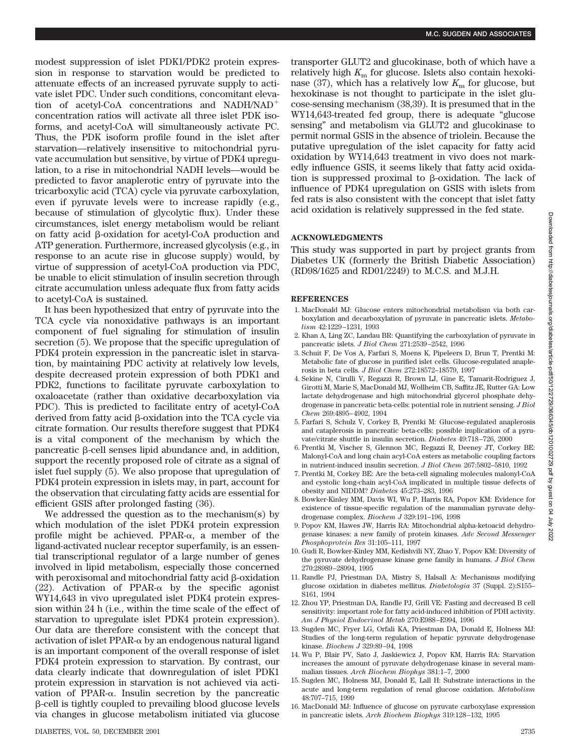modest suppression of islet PDK1/PDK2 protein expression in response to starvation would be predicted to attenuate effects of an increased pyruvate supply to activate islet PDC. Under such conditions, concomitant elevation of acetyl-CoA concentrations and $NADH/NAD^+$ concentration ratios will activate all three islet PDK isoforms, and acetyl-CoA will simultaneously activate PC. Thus, the PDK isoform profile found in the islet after starvation—relatively insensitive to mitochondrial pyruvate accumulation but sensitive, by virtue of PDK4 upregulation, to a rise in mitochondrial NADH levels—would be predicted to favor anaplerotic entry of pyruvate into the tricarboxylic acid (TCA) cycle via pyruvate carboxylation, even if pyruvate levels were to increase rapidly (e.g., because of stimulation of glycolytic flux). Under these circumstances, islet energy metabolism would be reliant on fatty acid β-oxidation for acetyl-CoA production and ATP generation. Furthermore, increased glycolysis (e.g., in response to an acute rise in glucose supply) would, by virtue of suppression of acetyl-CoA production via PDC, be unable to elicit stimulation of insulin secretion through citrate accumulation unless adequate flux from fatty acids to acetyl-CoA is sustained.

It has been hypothesized that entry of pyruvate into the TCA cycle via nonoxidative pathways is an important component of fuel signaling for stimulation of insulin secretion (5). We propose that the specific upregulation of PDK4 protein expression in the pancreatic islet in starvation, by maintaining PDC activity at relatively low levels, despite decreased protein expression of both PDK1 and PDK2, functions to facilitate pyruvate carboxylation to oxaloacetate (rather than oxidative decarboxylation via PDC). This is predicted to facilitate entry of acetyl-CoA derived from fatty acid β-oxidation into the TCA cycle via citrate formation. Our results therefore suggest that PDK4 is a vital component of the mechanism by which the pancreatic β-cell senses lipid abundance and, in addition, support the recently proposed role of citrate as a signal of islet fuel supply (5). We also propose that upregulation of PDK4 protein expression in islets may, in part, account for the observation that circulating fatty acids are essential for efficient GSIS after prolonged fasting (36).

We addressed the question as to the mechanism(s) by which modulation of the islet PDK protein expression profile might be achieved. PPAR-α, a member of the ligand-activated nuclear receptor superfamily, is an essential transcriptional regulator of a large number of genes involved in lipid metabolism, especially those concerned with peroxisomal and mitochondrial fatty acid β-oxidation (22). Activation of PPAR-α by the specific agonist WY14,643 in vivo upregulated islet PDK4 protein expression within 24 h (i.e., within the time scale of the effect of starvation to upregulate islet PDK4 protein expression). Our data are therefore consistent with the concept that activation of islet PPAR-α by an endogenous natural ligand is an important component of the overall response of islet PDK4 protein expression to starvation. By contrast, our data clearly indicate that downregulation of islet PDK1 protein expression in starvation is not achieved via activation of PPAR-α. Insulin secretion by the pancreatic β-cell is tightly coupled to prevailing blood glucose levels via changes in glucose metabolism initiated via glucose transporter GLUT2 and glucokinase, both of which have a relatively high $K_m$ for glucose. Islets also contain hexokinase (37), which has a relatively low $K_m$ for glucose, but hexokinase is not thought to participate in the islet glucose-sensing mechanism (38,39). It is presumed that in the WY14,643-treated fed group, there is adequate "glucose sensing" and metabolism via GLUT2 and glucokinase to permit normal GSIS in the absence of triolein. Because the putative upregulation of the islet capacity for fatty acid oxidation by WY14,643 treatment in vivo does not markedly influence GSIS, it seems likely that fatty acid oxidation is suppressed proximal to β-oxidation. The lack of influence of PDK4 upregulation on GSIS with islets from fed rats is also consistent with the concept that islet fatty acid oxidation is relatively suppressed in the fed state.

## ACKNOWLEDGMENTS

This study was supported in part by project grants from Diabetes UK (formerly the British Diabetic Association) (RD98/1625 and RD01/2249) to M.C.S. and M.J.H.

## REFERENCES

1. MacDonald MJ: Glucose enters mitochondrial metabolism via both carboxylation and decarboxylation of pyruvate in pancreatic islets. *Metabolism* 42:1229–1231, 1993
2. Khan A, Ling ZC, Landau BR: Quantifying the carboxylation of pyruvate in pancreatic islets. *J Biol Chem* 271:2539–2542, 1996
3. Schuit F, De Vos A, Farfari S, Moens K, Pipeleers D, Brun T, Prentki M: Metabolic fate of glucose in purified islet cells. Glucose-regulated anaplerosis in beta cells. *J Biol Chem* 272:18572–18579, 1997
4. Sekine N, Cirulli V, Regazzi R, Brown LJ, Gine E, Tamarit-Rodriguez J, Girotti M, Marie S, MacDonald MJ, Wollheim CB, Saffitz JE, Rutter GA: Low lactate dehydrogenase and high mitochondrial glycerol phosphate dehydrogenase in pancreatic beta-cells: potential role in nutrient sensing. *J Biol Chem* 269:4895–4902, 1994
5. Farfari S, Schulz V, Corkey B, Prentki M: Glucose-regulated anaplerosis and cataplerosis in pancreatic beta-cells: possible implication of a pyruvate/citrate shuttle in insulin secretion. *Diabetes* 49:718–726, 2000
6. Prentki M, Vischer S, Glennon MC, Regazzi R, Deeney JT, Corkey BE: Malonyl-CoA and long chain acyl-CoA esters as metabolic coupling factors in nutrient-induced insulin secretion. *J Biol Chem* 267:5802–5810, 1992
7. Prentki M, Corkey BE: Are the beta-cell signaling molecules malonyl-CoA and cystolic long-chain acyl-CoA implicated in multiple tissue defects of obesity and NIDDM? *Diabetes* 45:273–283, 1996
8. Bowker-Kinley MM, Davis WI, Wu P, Harris RA, Popov KM: Evidence for existence of tissue-specific regulation of the mammalian pyruvate dehydrogenase complex. *Biochem J* 329:191–196, 1998
9. Popov KM, Hawes JW, Harris RA: Mitochondrial alpha-ketoacid dehydrogenase kinases: a new family of protein kinases. *Adv Second Messenger Phosphoprotein Res* 31:105–111, 1997
10. Gudi R, Bowker-Kinley MM, Kedishvili NY, Zhao Y, Popov KM: Diversity of the pyruvate dehydrogenase kinase gene family in humans. *J Biol Chem* 270:28989–28994, 1995
11. Randle PJ, Priestman DA, Mistry S, Halsall A: Mechanisms modifying glucose oxidation in diabetes mellitus. *Diabetologia* 37 (Suppl. 2):S155–S161, 1994
12. Zhou YP, Priestman DA, Randle PJ, Grill VE: Fasting and decreased B cell sensitivity: important role for fatty acid-induced inhibition of PDH activity. *Am J Physiol Endocrinol Metab* 270:E988–E994, 1996
13. Sugden MC, Fryer LG, Orfali KA, Priestman DA, Donald E, Holness MJ: Studies of the long-term regulation of hepatic pyruvate dehydrogenase kinase. *Biochem J* 329:89–94, 1998
14. Wu P, Blair PV, Sato J, Jaskiewicz J, Popov KM, Harris RA: Starvation increases the amount of pyruvate dehydrogenase kinase in several mammalian tissues. *Arch Biochem Biophys* 381:1–7, 2000
15. Sugden MC, Holness MJ, Donald E, Lall H: Substrate interactions in the acute and long-term regulation of renal glucose oxidation. *Metabolism* 48:707–715, 1999
16. MacDonald MJ: Influence of glucose on pyruvate carboxylase expression in pancreatic islets. *Arch Biochem Biophys* 319:128–132, 1995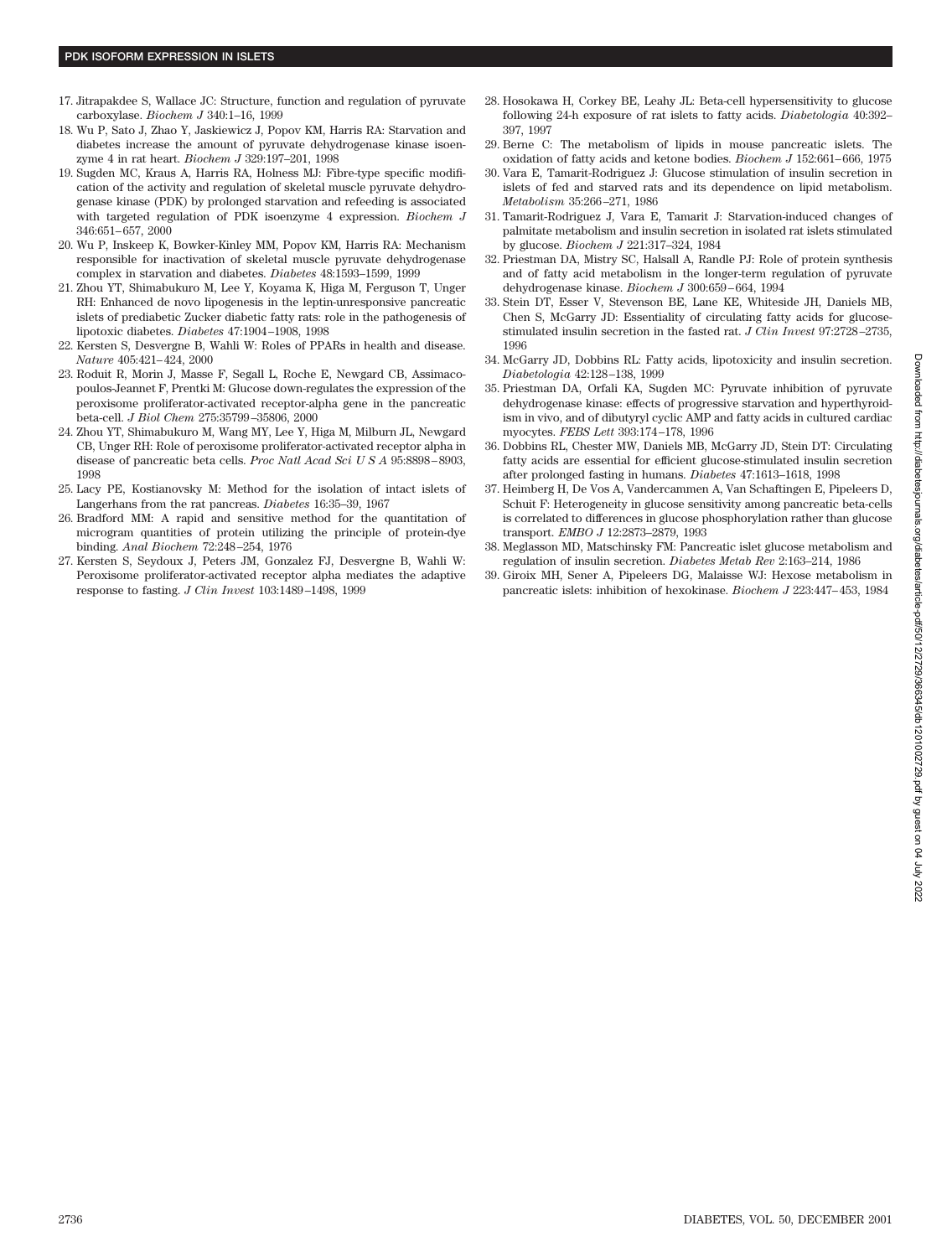17. Jitrapakdee S, Wallace JC: Structure, function and regulation of pyruvate carboxylase. *Biochem J* 340:1–16, 1999
18. Wu P, Sato J, Zhao Y, Jaskiewicz J, Popov KM, Harris RA: Starvation and diabetes increase the amount of pyruvate dehydrogenase kinase isoenzyme 4 in rat heart. *Biochem J* 329:197–201, 1998
19. Sugden MC, Kraus A, Harris RA, Holness MJ: Fibre-type specific modification of the activity and regulation of skeletal muscle pyruvate dehydrogenase kinase (PDK) by prolonged starvation and refeeding is associated with targeted regulation of PDK isoenzyme 4 expression. *Biochem J* 346:651–657, 2000
20. Wu P, Inskeep K, Bowker-Kinley MM, Popov KM, Harris RA: Mechanism responsible for inactivation of skeletal muscle pyruvate dehydrogenase complex in starvation and diabetes. *Diabetes* 48:1593–1599, 1999
21. Zhou YT, Shimabukuro M, Lee Y, Koyama K, Higa M, Ferguson T, Unger RH: Enhanced de novo lipogenesis in the leptin-unresponsive pancreatic islets of prediabetic Zucker diabetic fatty rats: role in the pathogenesis of lipotoxic diabetes. *Diabetes* 47:1904–1908, 1998
22. Kersten S, Desvergne B, Wahli W: Roles of PPARs in health and disease. *Nature* 405:421–424, 2000
23. Roduit R, Morin J, Masse F, Segall L, Roche E, Newgard CB, Assimacopoulos-Jeannet F, Prentki M: Glucose down-regulates the expression of the peroxisome proliferator-activated receptor-alpha gene in the pancreatic beta-cell. *J Biol Chem* 275:35799–35806, 2000
24. Zhou YT, Shimabukuro M, Wang MY, Lee Y, Higa M, Milburn JL, Newgard CB, Unger RH: Role of peroxisome proliferator-activated receptor alpha in disease of pancreatic beta cells. *Proc Natl Acad Sci U S A* 95:8898–8903, 1998
25. Lacy PE, Kostianovsky M: Method for the isolation of intact islets of Langerhans from the rat pancreas. *Diabetes* 16:35–39, 1967
26. Bradford MM: A rapid and sensitive method for the quantitation of microgram quantities of protein utilizing the principle of protein-dye binding. *Anal Biochem* 72:248–254, 1976
27. Kersten S, Seydoux J, Peters JM, Gonzalez FJ, Desvergne B, Wahli W: Peroxisome proliferator-activated receptor alpha mediates the adaptive response to fasting. *J Clin Invest* 103:1489–1498, 1999
28. Hosokawa H, Corkey BE, Leahy JL: Beta-cell hypersensitivity to glucose following 24-h exposure of rat islets to fatty acids. *Diabetologia* 40:392–397, 1997
29. Berne C: The metabolism of lipids in mouse pancreatic islets. The oxidation of fatty acids and ketone bodies. *Biochem J* 152:661–666, 1975
30. Vara E, Tamarit-Rodriguez J: Glucose stimulation of insulin secretion in islets of fed and starved rats and its dependence on lipid metabolism. *Metabolism* 35:266–271, 1986
31. Tamarit-Rodriguez J, Vara E, Tamarit J: Starvation-induced changes of palmitate metabolism and insulin secretion in isolated rat islets stimulated by glucose. *Biochem J* 221:317–324, 1984
32. Priestman DA, Mistry SC, Halsall A, Randle PJ: Role of protein synthesis and of fatty acid metabolism in the longer-term regulation of pyruvate dehydrogenase kinase. *Biochem J* 300:659–664, 1994
33. Stein DT, Esser V, Stevenson BE, Lane KE, Whiteside JH, Daniels MB, Chen S, McGarry JD: Essentiality of circulating fatty acids for glucose-stimulated insulin secretion in the fasted rat. *J Clin Invest* 97:2728–2735, 1996
34. McGarry JD, Dobbins RL: Fatty acids, lipotoxicity and insulin secretion. *Diabetologia* 42:128–138, 1999
35. Priestman DA, Orfali KA, Sugden MC: Pyruvate inhibition of pyruvate dehydrogenase kinase: effects of progressive starvation and hyperthyroidism in vivo, and of dibutyryl cyclic AMP and fatty acids in cultured cardiac myocytes. *FEBS Lett* 393:174–178, 1996
36. Dobbins RL, Chester MW, Daniels MB, McGarry JD, Stein DT: Circulating fatty acids are essential for efficient glucose-stimulated insulin secretion after prolonged fasting in humans. *Diabetes* 47:1613–1618, 1998
37. Heimberg H, De Vos A, Vandercammen A, Van Schaftingen E, Pipeleers D, Schuit F: Heterogeneity in glucose sensitivity among pancreatic beta-cells is correlated to differences in glucose phosphorylation rather than glucose transport. *EMBO J* 12:2873–2879, 1993
38. Meglasson MD, Matschinsky FM: Pancreatic islet glucose metabolism and regulation of insulin secretion. *Diabetes Metab Rev* 2:163–214, 1986
39. Giroix MH, Sener A, Pipeleers DG, Malaisse WJ: Hexose metabolism in pancreatic islets: inhibition of hexokinase. *Biochem J* 223:447–453, 1984